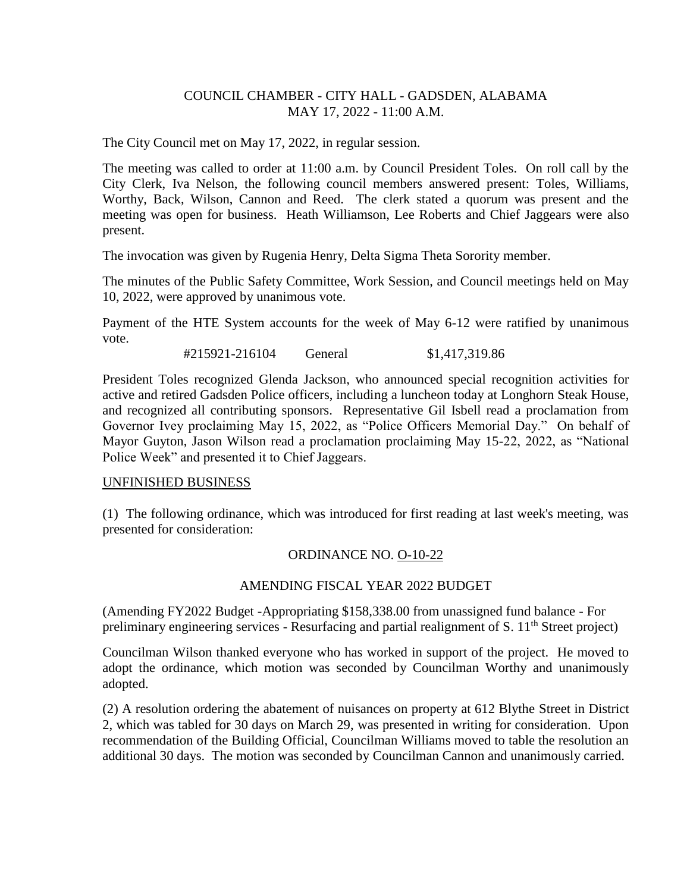COUNCIL CHAMBER - CITY HALL - GADSDEN, ALABAMA
MAY 17, 2022 - 11:00 A.M.

The City Council met on May 17, 2022, in regular session.

The meeting was called to order at 11:00 a.m. by Council President Toles. On roll call by the City Clerk, Iva Nelson, the following council members answered present: Toles, Williams, Worthy, Back, Wilson, Cannon and Reed. The clerk stated a quorum was present and the meeting was open for business. Heath Williamson, Lee Roberts and Chief Jaggears were also present.

The invocation was given by Rugenia Henry, Delta Sigma Theta Sorority member.

The minutes of the Public Safety Committee, Work Session, and Council meetings held on May 10, 2022, were approved by unanimous vote.

Payment of the HTE System accounts for the week of May 6-12 were ratified by unanimous vote.

#215921-216104 General $1,417,319.86

President Toles recognized Glenda Jackson, who announced special recognition activities for active and retired Gadsden Police officers, including a luncheon today at Longhorn Steak House, and recognized all contributing sponsors. Representative Gil Isbell read a proclamation from Governor Ivey proclaiming May 15, 2022, as "Police Officers Memorial Day." On behalf of Mayor Guyton, Jason Wilson read a proclamation proclaiming May 15-22, 2022, as "National Police Week" and presented it to Chief Jaggears.

UNFINISHED BUSINESS

(1) The following ordinance, which was introduced for first reading at last week's meeting, was presented for consideration:

ORDINANCE NO. O-10-22

AMENDING FISCAL YEAR 2022 BUDGET

(Amending FY2022 Budget -Appropriating $158,338.00 from unassigned fund balance - For preliminary engineering services - Resurfacing and partial realignment of S. 11th Street project)

Councilman Wilson thanked everyone who has worked in support of the project. He moved to adopt the ordinance, which motion was seconded by Councilman Worthy and unanimously adopted.

(2) A resolution ordering the abatement of nuisances on property at 612 Blythe Street in District 2, which was tabled for 30 days on March 29, was presented in writing for consideration. Upon recommendation of the Building Official, Councilman Williams moved to table the resolution an additional 30 days. The motion was seconded by Councilman Cannon and unanimously carried.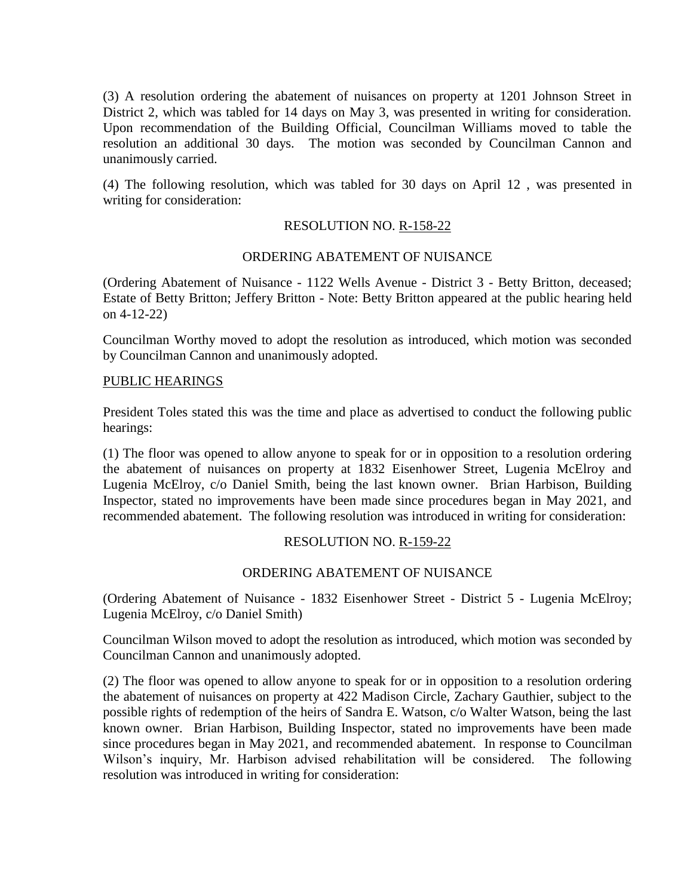(3) A resolution ordering the abatement of nuisances on property at 1201 Johnson Street in District 2, which was tabled for 14 days on May 3, was presented in writing for consideration. Upon recommendation of the Building Official, Councilman Williams moved to table the resolution an additional 30 days. The motion was seconded by Councilman Cannon and unanimously carried.

(4) The following resolution, which was tabled for 30 days on April 12 , was presented in writing for consideration:

RESOLUTION NO. R-158-22

ORDERING ABATEMENT OF NUISANCE

(Ordering Abatement of Nuisance - 1122 Wells Avenue - District 3 - Betty Britton, deceased; Estate of Betty Britton; Jeffery Britton - Note: Betty Britton appeared at the public hearing held on 4-12-22)

Councilman Worthy moved to adopt the resolution as introduced, which motion was seconded by Councilman Cannon and unanimously adopted.

PUBLIC HEARINGS

President Toles stated this was the time and place as advertised to conduct the following public hearings:

(1) The floor was opened to allow anyone to speak for or in opposition to a resolution ordering the abatement of nuisances on property at 1832 Eisenhower Street, Lugenia McElroy and Lugenia McElroy, c/o Daniel Smith, being the last known owner. Brian Harbison, Building Inspector, stated no improvements have been made since procedures began in May 2021, and recommended abatement. The following resolution was introduced in writing for consideration:

RESOLUTION NO. R-159-22

ORDERING ABATEMENT OF NUISANCE

(Ordering Abatement of Nuisance - 1832 Eisenhower Street - District 5 - Lugenia McElroy; Lugenia McElroy, c/o Daniel Smith)

Councilman Wilson moved to adopt the resolution as introduced, which motion was seconded by Councilman Cannon and unanimously adopted.

(2) The floor was opened to allow anyone to speak for or in opposition to a resolution ordering the abatement of nuisances on property at 422 Madison Circle, Zachary Gauthier, subject to the possible rights of redemption of the heirs of Sandra E. Watson, c/o Walter Watson, being the last known owner. Brian Harbison, Building Inspector, stated no improvements have been made since procedures began in May 2021, and recommended abatement. In response to Councilman Wilson's inquiry, Mr. Harbison advised rehabilitation will be considered. The following resolution was introduced in writing for consideration: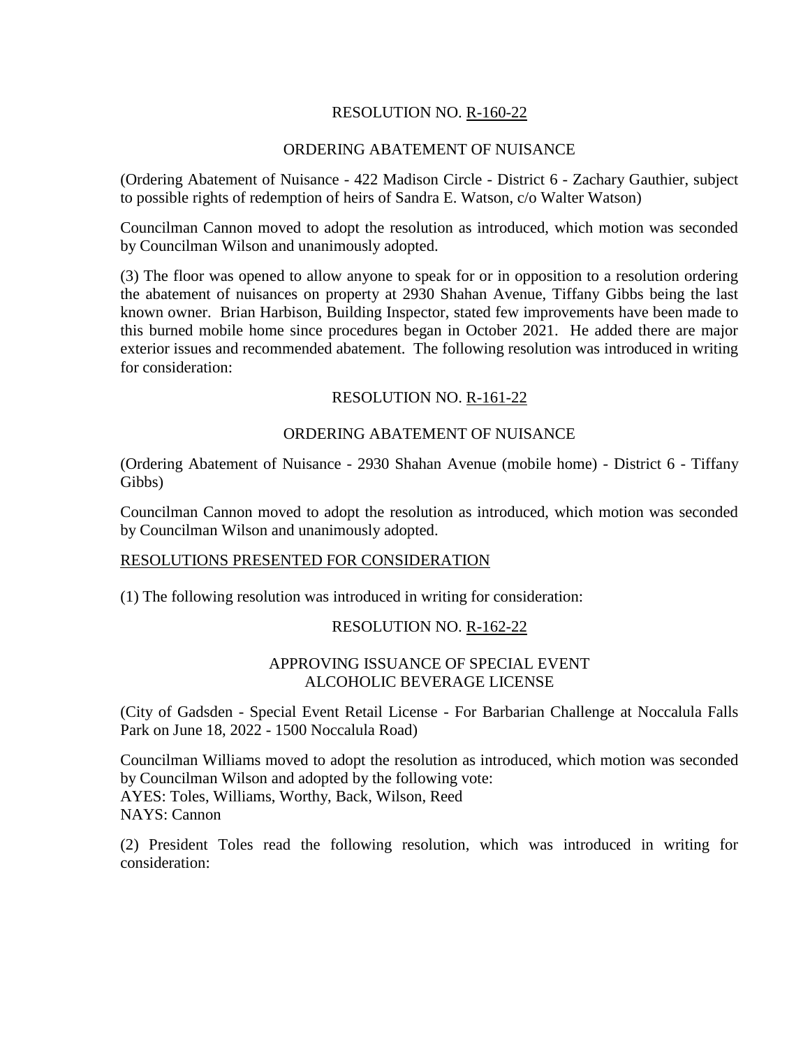RESOLUTION NO. R-160-22

ORDERING ABATEMENT OF NUISANCE

(Ordering Abatement of Nuisance - 422 Madison Circle - District 6 - Zachary Gauthier, subject to possible rights of redemption of heirs of Sandra E. Watson, c/o Walter Watson)

Councilman Cannon moved to adopt the resolution as introduced, which motion was seconded by Councilman Wilson and unanimously adopted.

(3) The floor was opened to allow anyone to speak for or in opposition to a resolution ordering the abatement of nuisances on property at 2930 Shahan Avenue, Tiffany Gibbs being the last known owner. Brian Harbison, Building Inspector, stated few improvements have been made to this burned mobile home since procedures began in October 2021. He added there are major exterior issues and recommended abatement. The following resolution was introduced in writing for consideration:

RESOLUTION NO. R-161-22

ORDERING ABATEMENT OF NUISANCE

(Ordering Abatement of Nuisance - 2930 Shahan Avenue (mobile home) - District 6 - Tiffany Gibbs)

Councilman Cannon moved to adopt the resolution as introduced, which motion was seconded by Councilman Wilson and unanimously adopted.

RESOLUTIONS PRESENTED FOR CONSIDERATION

(1) The following resolution was introduced in writing for consideration:

RESOLUTION NO. R-162-22

APPROVING ISSUANCE OF SPECIAL EVENT ALCOHOLIC BEVERAGE LICENSE

(City of Gadsden - Special Event Retail License - For Barbarian Challenge at Noccalula Falls Park on June 18, 2022 - 1500 Noccalula Road)

Councilman Williams moved to adopt the resolution as introduced, which motion was seconded by Councilman Wilson and adopted by the following vote:
AYES: Toles, Williams, Worthy, Back, Wilson, Reed
NAYS: Cannon

(2) President Toles read the following resolution, which was introduced in writing for consideration: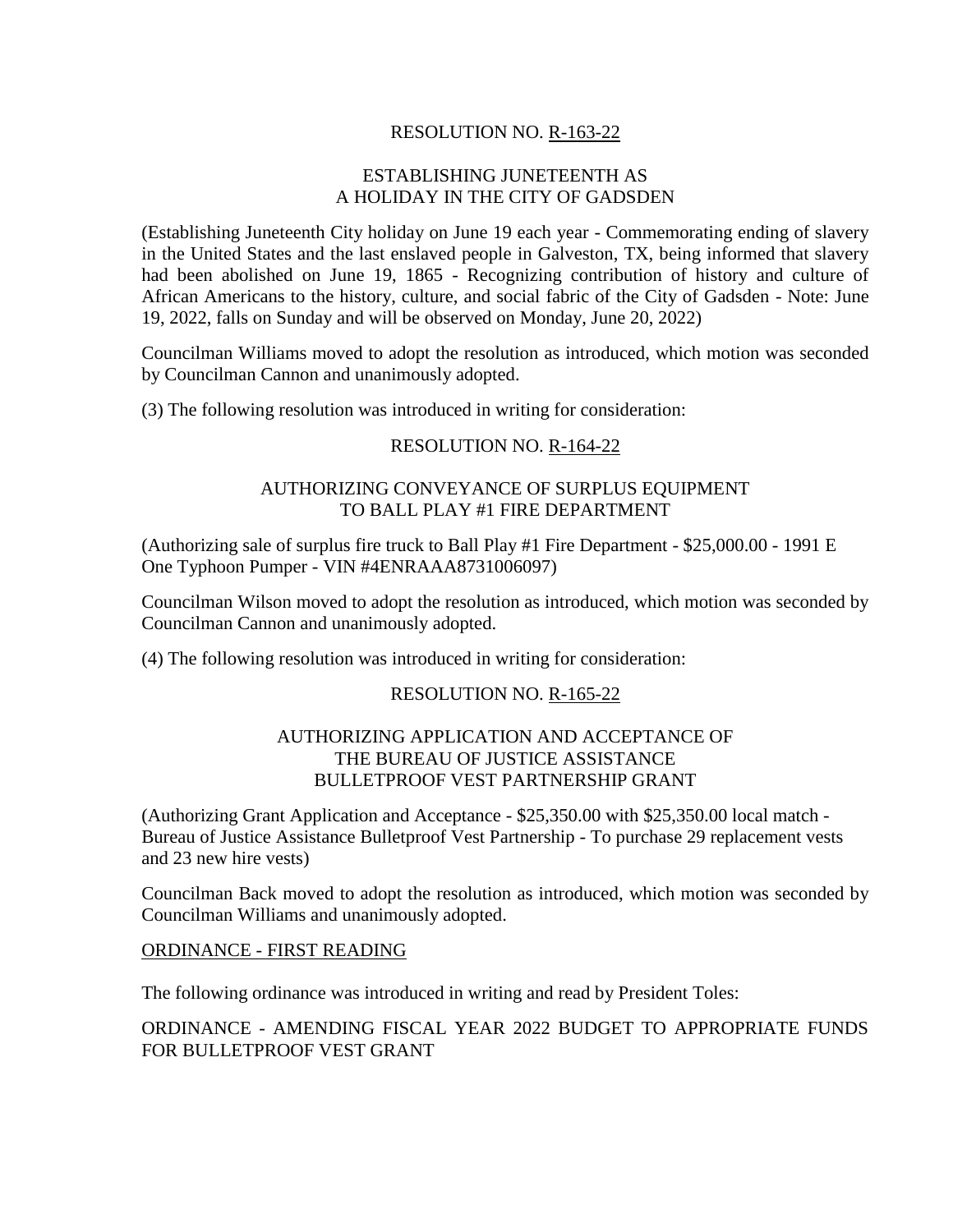RESOLUTION NO. R-163-22

ESTABLISHING JUNETEENTH AS
A HOLIDAY IN THE CITY OF GADSDEN

(Establishing Juneteenth City holiday on June 19 each year - Commemorating ending of slavery in the United States and the last enslaved people in Galveston, TX, being informed that slavery had been abolished on June 19, 1865 - Recognizing contribution of history and culture of African Americans to the history, culture, and social fabric of the City of Gadsden - Note: June 19, 2022, falls on Sunday and will be observed on Monday, June 20, 2022)

Councilman Williams moved to adopt the resolution as introduced, which motion was seconded by Councilman Cannon and unanimously adopted.

(3) The following resolution was introduced in writing for consideration:

RESOLUTION NO. R-164-22

AUTHORIZING CONVEYANCE OF SURPLUS EQUIPMENT
TO BALL PLAY #1 FIRE DEPARTMENT

(Authorizing sale of surplus fire truck to Ball Play #1 Fire Department - $25,000.00 - 1991 E One Typhoon Pumper - VIN #4ENRAAA8731006097)

Councilman Wilson moved to adopt the resolution as introduced, which motion was seconded by Councilman Cannon and unanimously adopted.

(4) The following resolution was introduced in writing for consideration:

RESOLUTION NO. R-165-22

AUTHORIZING APPLICATION AND ACCEPTANCE OF
THE BUREAU OF JUSTICE ASSISTANCE
BULLETPROOF VEST PARTNERSHIP GRANT

(Authorizing Grant Application and Acceptance - $25,350.00 with $25,350.00 local match - Bureau of Justice Assistance Bulletproof Vest Partnership - To purchase 29 replacement vests and 23 new hire vests)

Councilman Back moved to adopt the resolution as introduced, which motion was seconded by Councilman Williams and unanimously adopted.

ORDINANCE - FIRST READING

The following ordinance was introduced in writing and read by President Toles:

ORDINANCE - AMENDING FISCAL YEAR 2022 BUDGET TO APPROPRIATE FUNDS FOR BULLETPROOF VEST GRANT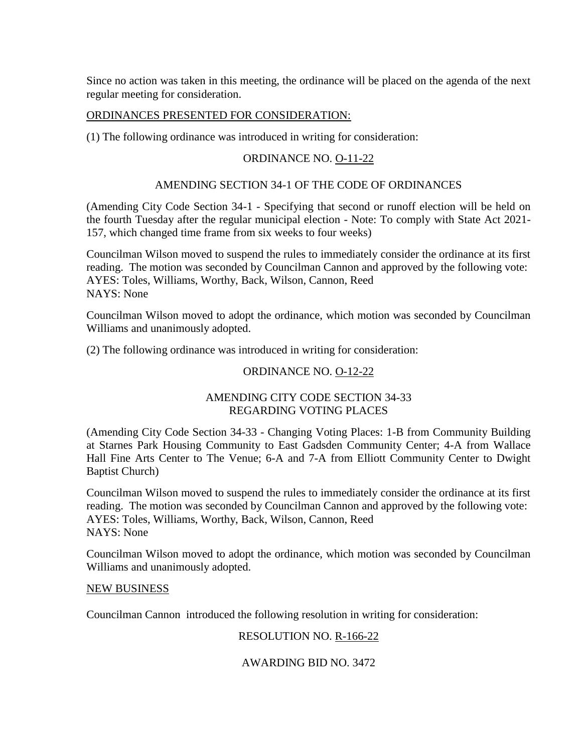Since no action was taken in this meeting, the ordinance will be placed on the agenda of the next regular meeting for consideration.

ORDINANCES PRESENTED FOR CONSIDERATION:

(1) The following ordinance was introduced in writing for consideration:

ORDINANCE NO. O-11-22

AMENDING SECTION 34-1 OF THE CODE OF ORDINANCES

(Amending City Code Section 34-1 - Specifying that second or runoff election will be held on the fourth Tuesday after the regular municipal election - Note: To comply with State Act 2021-157, which changed time frame from six weeks to four weeks)

Councilman Wilson moved to suspend the rules to immediately consider the ordinance at its first reading. The motion was seconded by Councilman Cannon and approved by the following vote:
AYES: Toles, Williams, Worthy, Back, Wilson, Cannon, Reed
NAYS: None

Councilman Wilson moved to adopt the ordinance, which motion was seconded by Councilman Williams and unanimously adopted.

(2) The following ordinance was introduced in writing for consideration:

ORDINANCE NO. O-12-22

AMENDING CITY CODE SECTION 34-33
REGARDING VOTING PLACES

(Amending City Code Section 34-33 - Changing Voting Places: 1-B from Community Building at Starnes Park Housing Community to East Gadsden Community Center; 4-A from Wallace Hall Fine Arts Center to The Venue; 6-A and 7-A from Elliott Community Center to Dwight Baptist Church)

Councilman Wilson moved to suspend the rules to immediately consider the ordinance at its first reading. The motion was seconded by Councilman Cannon and approved by the following vote:
AYES: Toles, Williams, Worthy, Back, Wilson, Cannon, Reed
NAYS: None

Councilman Wilson moved to adopt the ordinance, which motion was seconded by Councilman Williams and unanimously adopted.

NEW BUSINESS

Councilman Cannon introduced the following resolution in writing for consideration:

RESOLUTION NO. R-166-22

AWARDING BID NO. 3472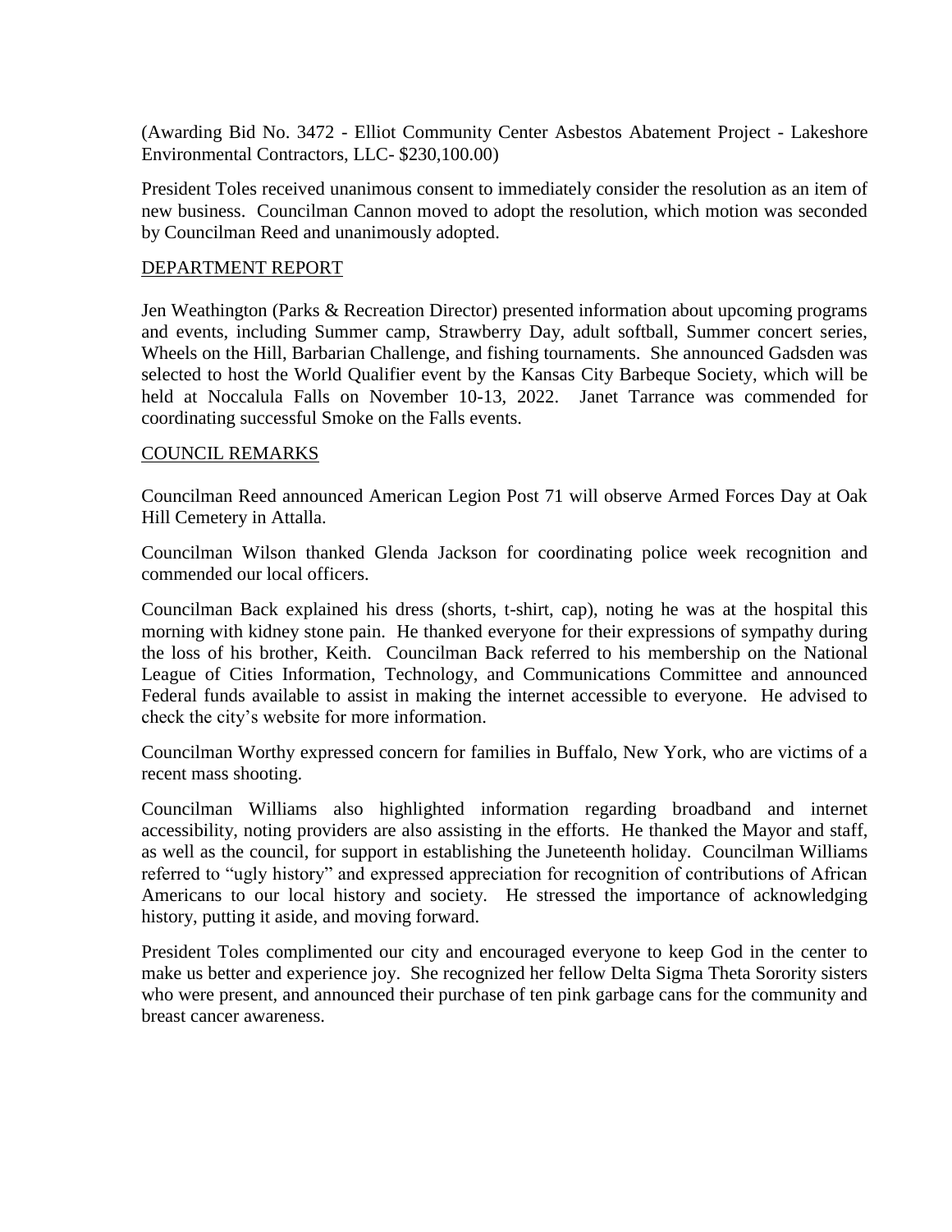(Awarding Bid No. 3472 - Elliot Community Center Asbestos Abatement Project - Lakeshore Environmental Contractors, LLC- $230,100.00)

President Toles received unanimous consent to immediately consider the resolution as an item of new business. Councilman Cannon moved to adopt the resolution, which motion was seconded by Councilman Reed and unanimously adopted.

## DEPARTMENT REPORT

Jen Weathington (Parks & Recreation Director) presented information about upcoming programs and events, including Summer camp, Strawberry Day, adult softball, Summer concert series, Wheels on the Hill, Barbarian Challenge, and fishing tournaments. She announced Gadsden was selected to host the World Qualifier event by the Kansas City Barbeque Society, which will be held at Noccalula Falls on November 10-13, 2022. Janet Tarrance was commended for coordinating successful Smoke on the Falls events.

## COUNCIL REMARKS

Councilman Reed announced American Legion Post 71 will observe Armed Forces Day at Oak Hill Cemetery in Attalla.

Councilman Wilson thanked Glenda Jackson for coordinating police week recognition and commended our local officers.

Councilman Back explained his dress (shorts, t-shirt, cap), noting he was at the hospital this morning with kidney stone pain. He thanked everyone for their expressions of sympathy during the loss of his brother, Keith. Councilman Back referred to his membership on the National League of Cities Information, Technology, and Communications Committee and announced Federal funds available to assist in making the internet accessible to everyone. He advised to check the city's website for more information.

Councilman Worthy expressed concern for families in Buffalo, New York, who are victims of a recent mass shooting.

Councilman Williams also highlighted information regarding broadband and internet accessibility, noting providers are also assisting in the efforts. He thanked the Mayor and staff, as well as the council, for support in establishing the Juneteenth holiday. Councilman Williams referred to "ugly history" and expressed appreciation for recognition of contributions of African Americans to our local history and society. He stressed the importance of acknowledging history, putting it aside, and moving forward.

President Toles complimented our city and encouraged everyone to keep God in the center to make us better and experience joy. She recognized her fellow Delta Sigma Theta Sorority sisters who were present, and announced their purchase of ten pink garbage cans for the community and breast cancer awareness.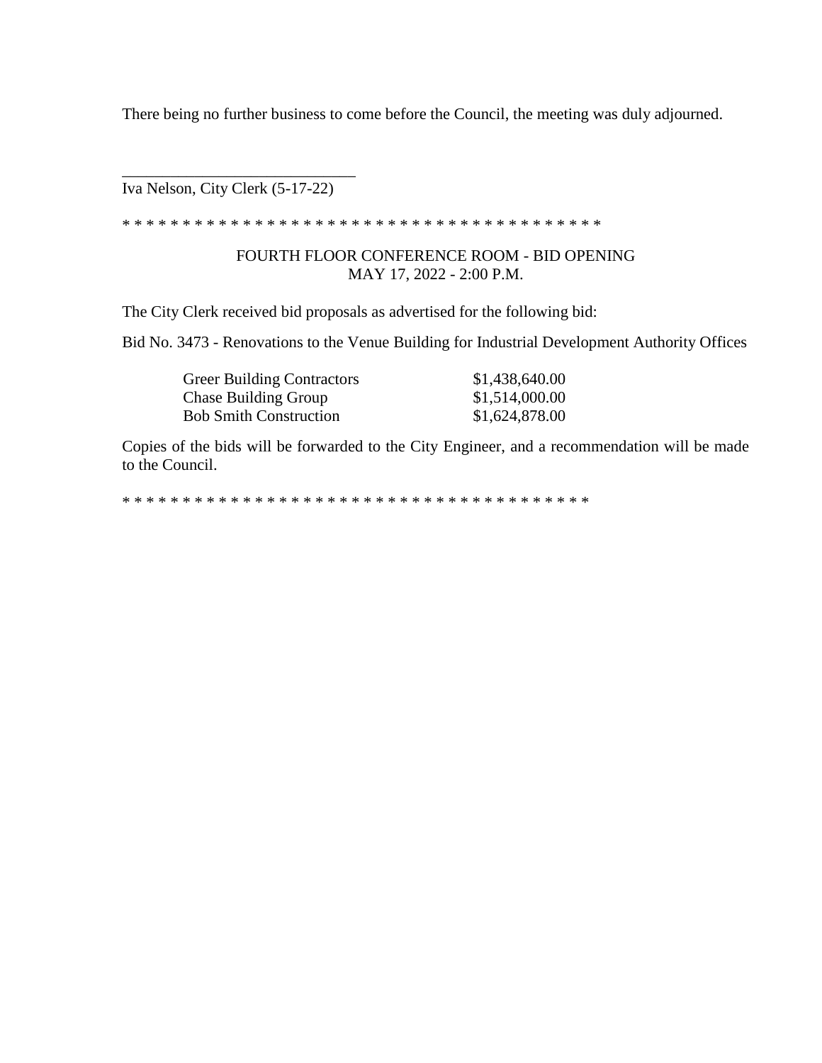There being no further business to come before the Council, the meeting was duly adjourned.

\_\_\_\_\_\_\_\_\_\_\_\_\_\_\_\_\_\_\_\_\_\_\_\_\_\_\_\_

Iva Nelson, City Clerk (5-17-22)

* * * * * * * * * * * * * * * * * * * * * * * * * * * * * * * * * * * * * * * *

FOURTH FLOOR CONFERENCE ROOM - BID OPENING
MAY 17, 2022 - 2:00 P.M.

The City Clerk received bid proposals as advertised for the following bid:

Bid No. 3473 - Renovations to the Venue Building for Industrial Development Authority Offices

| | |
|---|---|
| Greer Building Contractors | $1,438,640.00 |
| Chase Building Group | $1,514,000.00 |
| Bob Smith Construction | $1,624,878.00 |

Copies of the bids will be forwarded to the City Engineer, and a recommendation will be made to the Council.

* * * * * * * * * * * * * * * * * * * * * * * * * * * * * * * * * * * * * * *